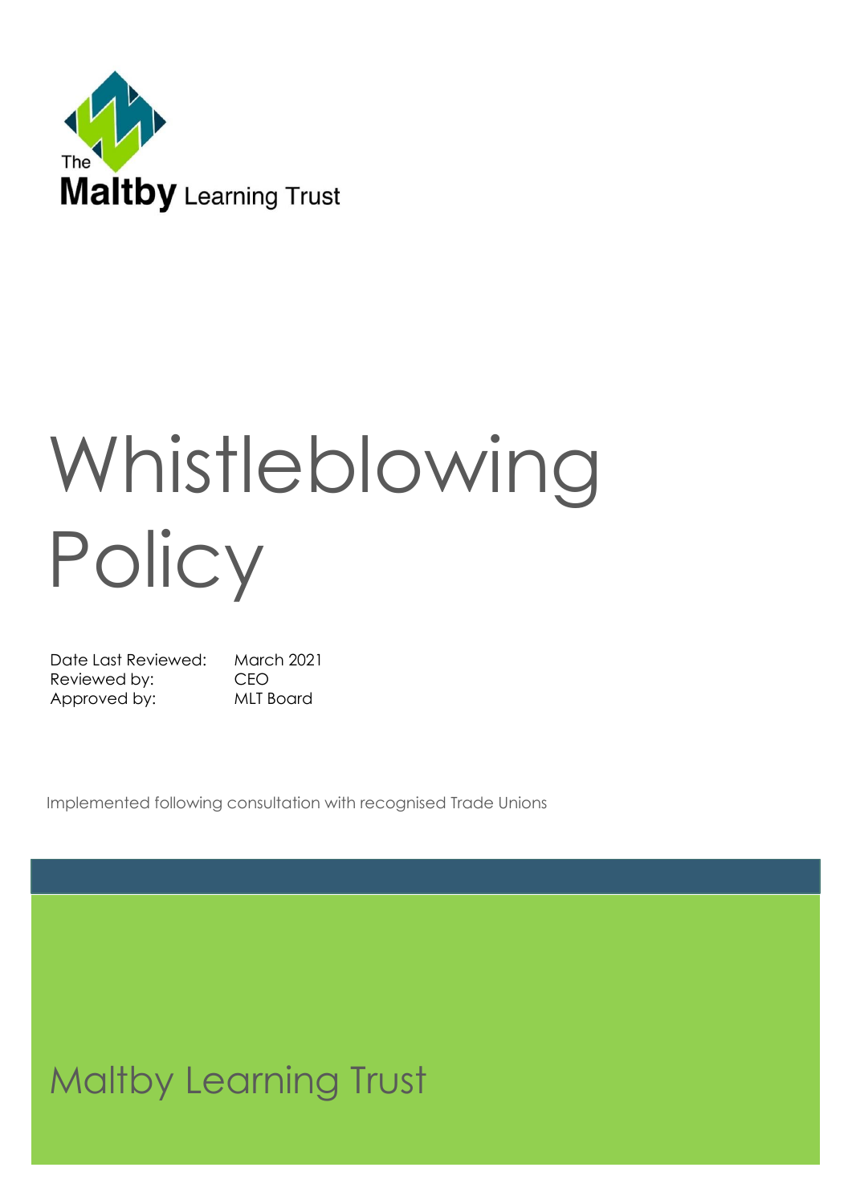The Maltby Learning Trust

# Whistleblowing Policy

| | |
|---|---|
| Date Last Reviewed: | March 2021 |
| Reviewed by: | CEO |
| Approved by: | MLT Board |

Implemented following consultation with recognised Trade Unions

Maltby Learning Trust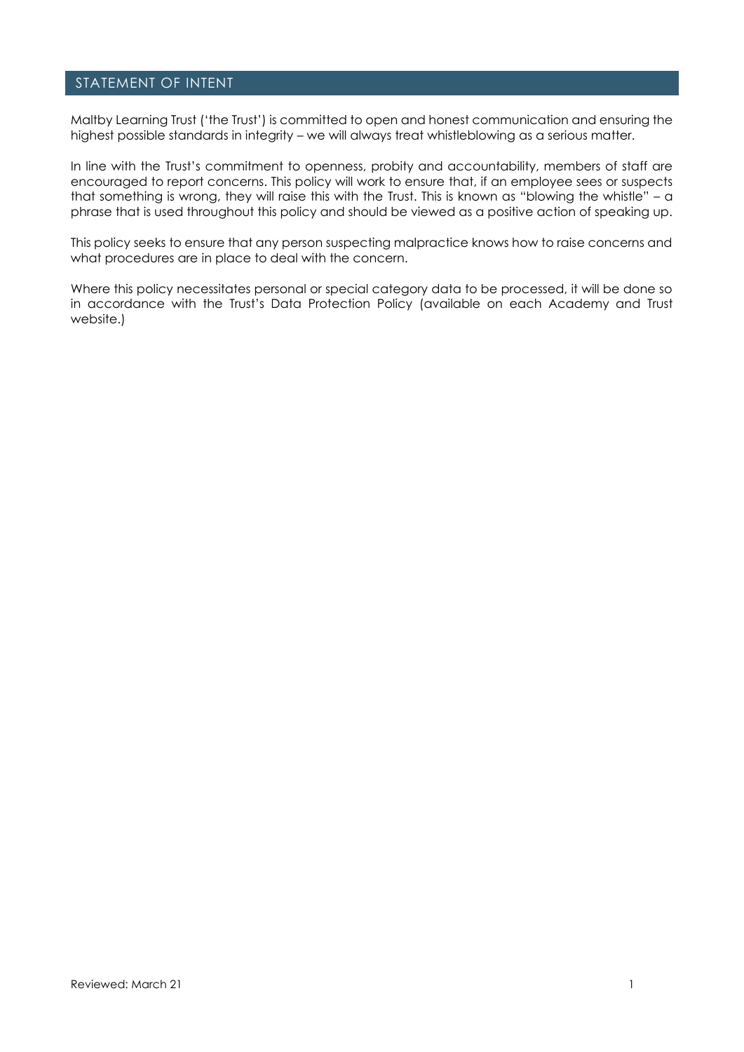## STATEMENT OF INTENT

Maltby Learning Trust ('the Trust') is committed to open and honest communication and ensuring the highest possible standards in integrity – we will always treat whistleblowing as a serious matter.

In line with the Trust's commitment to openness, probity and accountability, members of staff are encouraged to report concerns. This policy will work to ensure that, if an employee sees or suspects that something is wrong, they will raise this with the Trust. This is known as "blowing the whistle" – a phrase that is used throughout this policy and should be viewed as a positive action of speaking up.

This policy seeks to ensure that any person suspecting malpractice knows how to raise concerns and what procedures are in place to deal with the concern.

Where this policy necessitates personal or special category data to be processed, it will be done so in accordance with the Trust's Data Protection Policy (available on each Academy and Trust website.)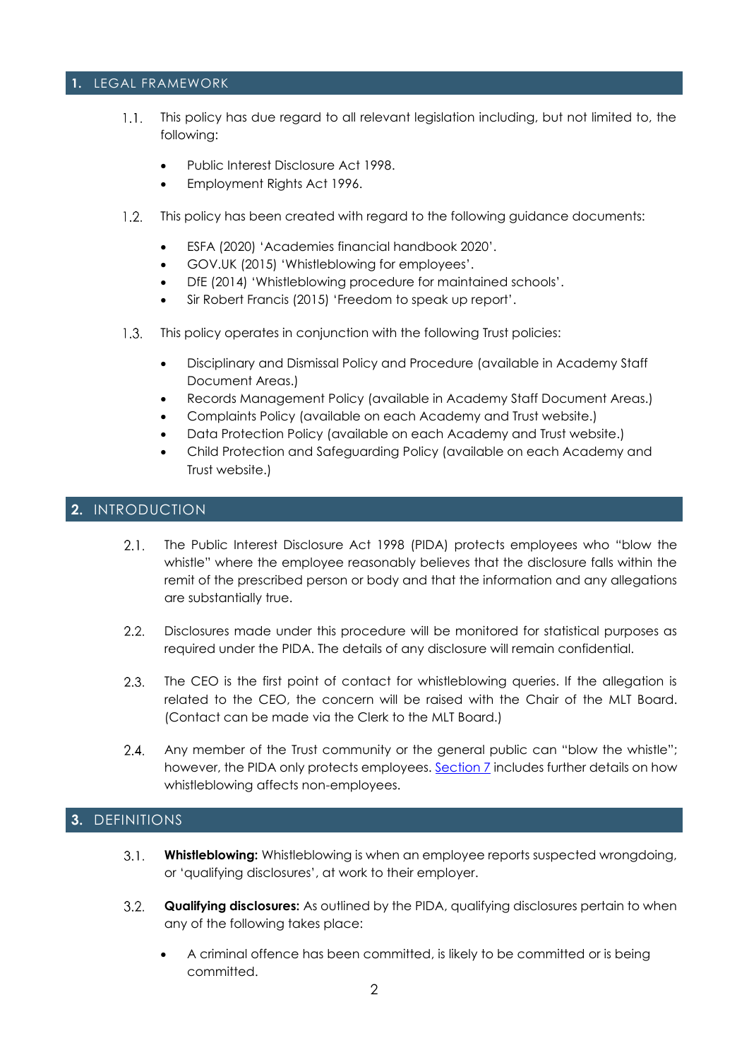## 1. LEGAL FRAMEWORK

1.1. This policy has due regard to all relevant legislation including, but not limited to, the following:

- Public Interest Disclosure Act 1998.
- Employment Rights Act 1996.

1.2. This policy has been created with regard to the following guidance documents:

- ESFA (2020) 'Academies financial handbook 2020'.
- GOV.UK (2015) 'Whistleblowing for employees'.
- DfE (2014) 'Whistleblowing procedure for maintained schools'.
- Sir Robert Francis (2015) 'Freedom to speak up report'.

1.3. This policy operates in conjunction with the following Trust policies:

- Disciplinary and Dismissal Policy and Procedure (available in Academy Staff Document Areas.)
- Records Management Policy (available in Academy Staff Document Areas.)
- Complaints Policy (available on each Academy and Trust website.)
- Data Protection Policy (available on each Academy and Trust website.)
- Child Protection and Safeguarding Policy (available on each Academy and Trust website.)

## 2. INTRODUCTION

2.1. The Public Interest Disclosure Act 1998 (PIDA) protects employees who "blow the whistle" where the employee reasonably believes that the disclosure falls within the remit of the prescribed person or body and that the information and any allegations are substantially true.

2.2. Disclosures made under this procedure will be monitored for statistical purposes as required under the PIDA. The details of any disclosure will remain confidential.

2.3. The CEO is the first point of contact for whistleblowing queries. If the allegation is related to the CEO, the concern will be raised with the Chair of the MLT Board. (Contact can be made via the Clerk to the MLT Board.)

2.4. Any member of the Trust community or the general public can "blow the whistle"; however, the PIDA only protects employees. Section 7 includes further details on how whistleblowing affects non-employees.

## 3. DEFINITIONS

3.1. **Whistleblowing:** Whistleblowing is when an employee reports suspected wrongdoing, or 'qualifying disclosures', at work to their employer.

3.2. **Qualifying disclosures:** As outlined by the PIDA, qualifying disclosures pertain to when any of the following takes place:

- A criminal offence has been committed, is likely to be committed or is being committed.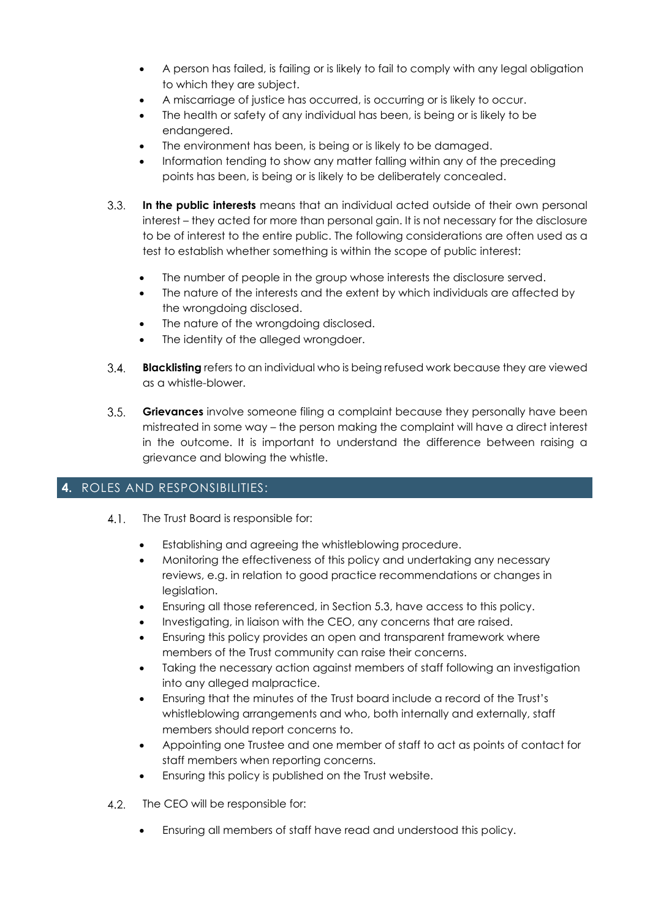- A person has failed, is failing or is likely to fail to comply with any legal obligation to which they are subject.
- A miscarriage of justice has occurred, is occurring or is likely to occur.
- The health or safety of any individual has been, is being or is likely to be endangered.
- The environment has been, is being or is likely to be damaged.
- Information tending to show any matter falling within any of the preceding points has been, is being or is likely to be deliberately concealed.

3.3. **In the public interests** means that an individual acted outside of their own personal interest – they acted for more than personal gain. It is not necessary for the disclosure to be of interest to the entire public. The following considerations are often used as a test to establish whether something is within the scope of public interest:

- The number of people in the group whose interests the disclosure served.
- The nature of the interests and the extent by which individuals are affected by the wrongdoing disclosed.
- The nature of the wrongdoing disclosed.
- The identity of the alleged wrongdoer.

3.4. **Blacklisting** refers to an individual who is being refused work because they are viewed as a whistle-blower.

3.5. **Grievances** involve someone filing a complaint because they personally have been mistreated in some way – the person making the complaint will have a direct interest in the outcome. It is important to understand the difference between raising a grievance and blowing the whistle.

## 4. ROLES AND RESPONSIBILITIES:

4.1. The Trust Board is responsible for:

- Establishing and agreeing the whistleblowing procedure.
- Monitoring the effectiveness of this policy and undertaking any necessary reviews, e.g. in relation to good practice recommendations or changes in legislation.
- Ensuring all those referenced, in Section 5.3, have access to this policy.
- Investigating, in liaison with the CEO, any concerns that are raised.
- Ensuring this policy provides an open and transparent framework where members of the Trust community can raise their concerns.
- Taking the necessary action against members of staff following an investigation into any alleged malpractice.
- Ensuring that the minutes of the Trust board include a record of the Trust's whistleblowing arrangements and who, both internally and externally, staff members should report concerns to.
- Appointing one Trustee and one member of staff to act as points of contact for staff members when reporting concerns.
- Ensuring this policy is published on the Trust website.

4.2. The CEO will be responsible for:

- Ensuring all members of staff have read and understood this policy.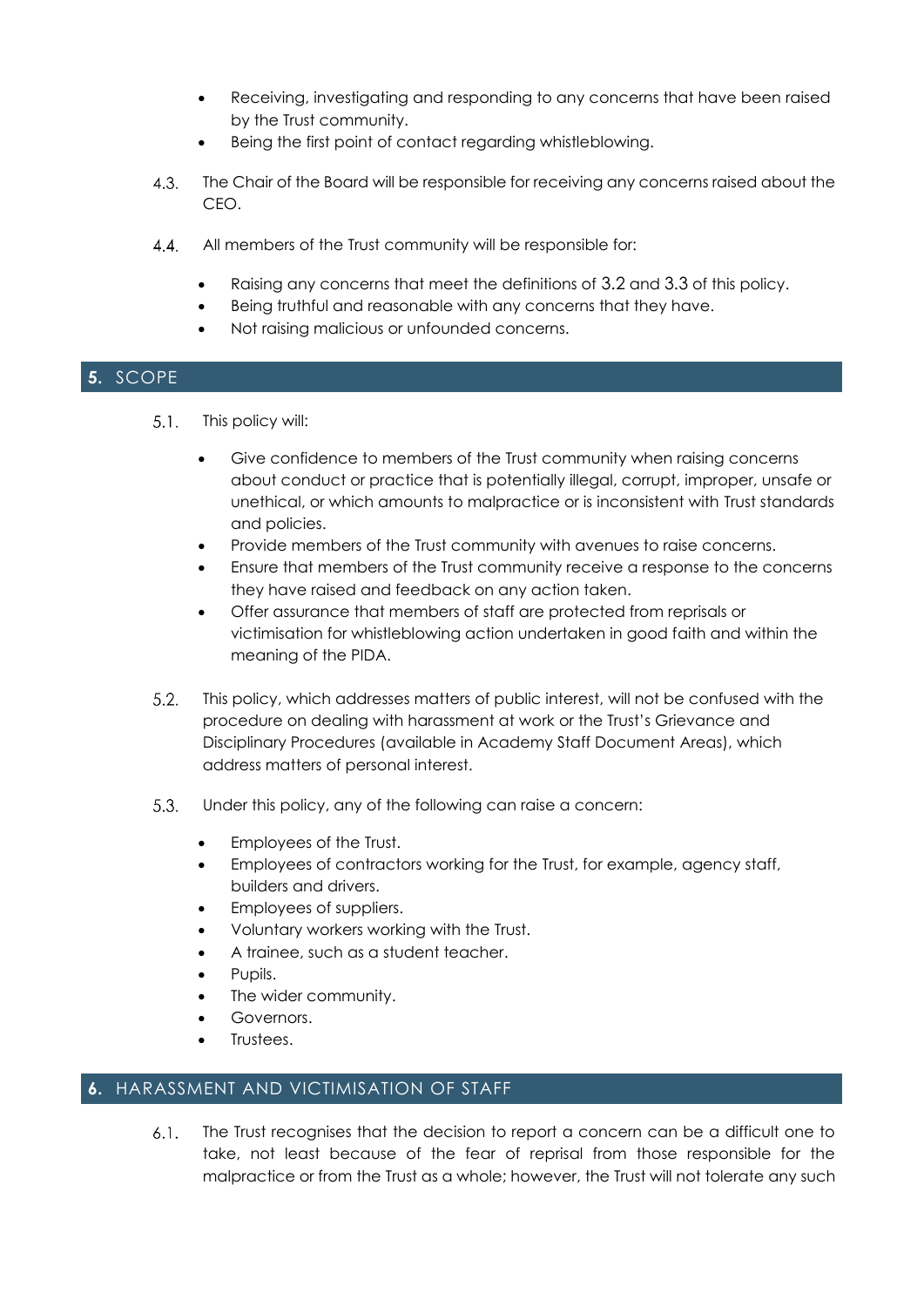- Receiving, investigating and responding to any concerns that have been raised by the Trust community.
- Being the first point of contact regarding whistleblowing.

4.3. The Chair of the Board will be responsible for receiving any concerns raised about the CEO.

4.4. All members of the Trust community will be responsible for:

- Raising any concerns that meet the definitions of 3.2 and 3.3 of this policy.
- Being truthful and reasonable with any concerns that they have.
- Not raising malicious or unfounded concerns.

## 5. SCOPE

5.1. This policy will:

- Give confidence to members of the Trust community when raising concerns about conduct or practice that is potentially illegal, corrupt, improper, unsafe or unethical, or which amounts to malpractice or is inconsistent with Trust standards and policies.
- Provide members of the Trust community with avenues to raise concerns.
- Ensure that members of the Trust community receive a response to the concerns they have raised and feedback on any action taken.
- Offer assurance that members of staff are protected from reprisals or victimisation for whistleblowing action undertaken in good faith and within the meaning of the PIDA.

5.2. This policy, which addresses matters of public interest, will not be confused with the procedure on dealing with harassment at work or the Trust's Grievance and Disciplinary Procedures (available in Academy Staff Document Areas), which address matters of personal interest.

5.3. Under this policy, any of the following can raise a concern:

- Employees of the Trust.
- Employees of contractors working for the Trust, for example, agency staff, builders and drivers.
- Employees of suppliers.
- Voluntary workers working with the Trust.
- A trainee, such as a student teacher.
- Pupils.
- The wider community.
- Governors.
- Trustees.

## 6. HARASSMENT AND VICTIMISATION OF STAFF

6.1. The Trust recognises that the decision to report a concern can be a difficult one to take, not least because of the fear of reprisal from those responsible for the malpractice or from the Trust as a whole; however, the Trust will not tolerate any such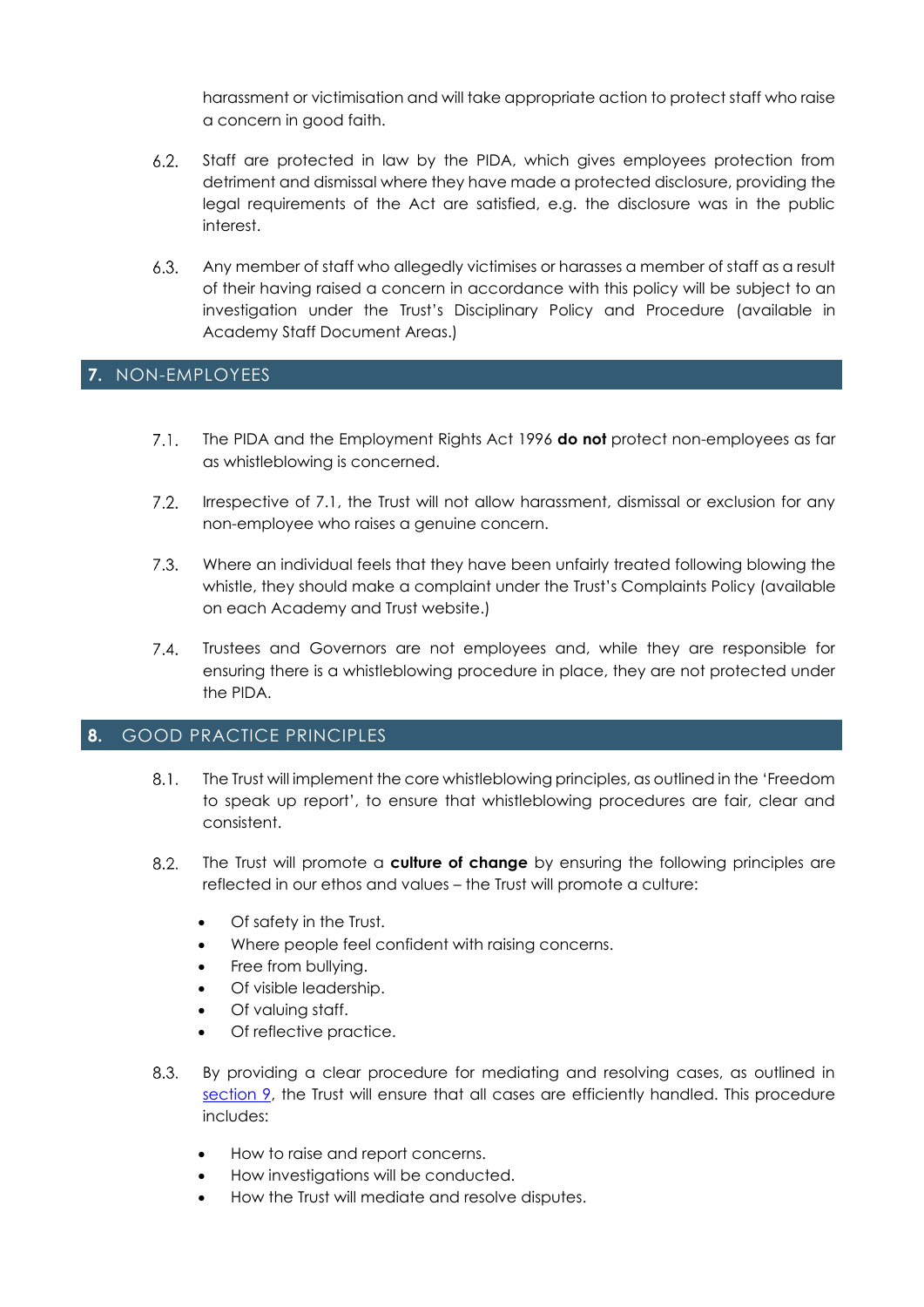harassment or victimisation and will take appropriate action to protect staff who raise a concern in good faith.

6.2. Staff are protected in law by the PIDA, which gives employees protection from detriment and dismissal where they have made a protected disclosure, providing the legal requirements of the Act are satisfied, e.g. the disclosure was in the public interest.

6.3. Any member of staff who allegedly victimises or harasses a member of staff as a result of their having raised a concern in accordance with this policy will be subject to an investigation under the Trust's Disciplinary Policy and Procedure (available in Academy Staff Document Areas.)

## 7. NON-EMPLOYEES

7.1. The PIDA and the Employment Rights Act 1996 **do not** protect non-employees as far as whistleblowing is concerned.

7.2. Irrespective of 7.1, the Trust will not allow harassment, dismissal or exclusion for any non-employee who raises a genuine concern.

7.3. Where an individual feels that they have been unfairly treated following blowing the whistle, they should make a complaint under the Trust's Complaints Policy (available on each Academy and Trust website.)

7.4. Trustees and Governors are not employees and, while they are responsible for ensuring there is a whistleblowing procedure in place, they are not protected under the PIDA.

## 8. GOOD PRACTICE PRINCIPLES

8.1. The Trust will implement the core whistleblowing principles, as outlined in the 'Freedom to speak up report', to ensure that whistleblowing procedures are fair, clear and consistent.

8.2. The Trust will promote a **culture of change** by ensuring the following principles are reflected in our ethos and values – the Trust will promote a culture:

- Of safety in the Trust.
- Where people feel confident with raising concerns.
- Free from bullying.
- Of visible leadership.
- Of valuing staff.
- Of reflective practice.

8.3. By providing a clear procedure for mediating and resolving cases, as outlined in section 9, the Trust will ensure that all cases are efficiently handled. This procedure includes:

- How to raise and report concerns.
- How investigations will be conducted.
- How the Trust will mediate and resolve disputes.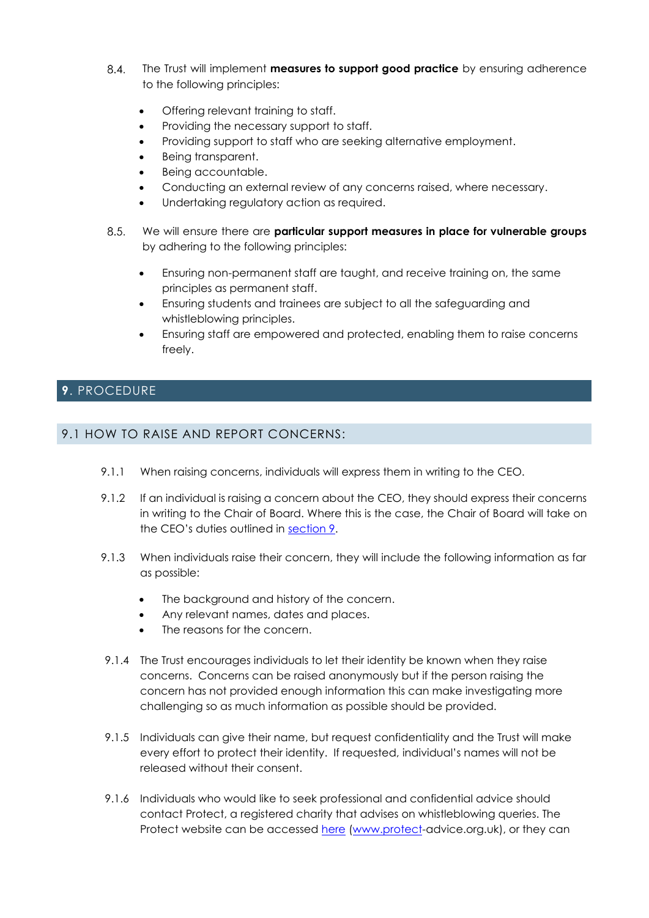8.4. The Trust will implement **measures to support good practice** by ensuring adherence to the following principles:

- Offering relevant training to staff.
- Providing the necessary support to staff.
- Providing support to staff who are seeking alternative employment.
- Being transparent.
- Being accountable.
- Conducting an external review of any concerns raised, where necessary.
- Undertaking regulatory action as required.

8.5. We will ensure there are **particular support measures in place for vulnerable groups** by adhering to the following principles:

- Ensuring non-permanent staff are taught, and receive training on, the same principles as permanent staff.
- Ensuring students and trainees are subject to all the safeguarding and whistleblowing principles.
- Ensuring staff are empowered and protected, enabling them to raise concerns freely.

## 9. PROCEDURE

### 9.1 HOW TO RAISE AND REPORT CONCERNS:

9.1.1 When raising concerns, individuals will express them in writing to the CEO.

9.1.2 If an individual is raising a concern about the CEO, they should express their concerns in writing to the Chair of Board. Where this is the case, the Chair of Board will take on the CEO's duties outlined in [section 9](#).

9.1.3 When individuals raise their concern, they will include the following information as far as possible:

- The background and history of the concern.
- Any relevant names, dates and places.
- The reasons for the concern.

9.1.4 The Trust encourages individuals to let their identity be known when they raise concerns. Concerns can be raised anonymously but if the person raising the concern has not provided enough information this can make investigating more challenging so as much information as possible should be provided.

9.1.5 Individuals can give their name, but request confidentiality and the Trust will make every effort to protect their identity. If requested, individual's names will not be released without their consent.

9.1.6 Individuals who would like to seek professional and confidential advice should contact Protect, a registered charity that advises on whistleblowing queries. The Protect website can be accessed [here](#) ([www.protect](#)-advice.org.uk), or they can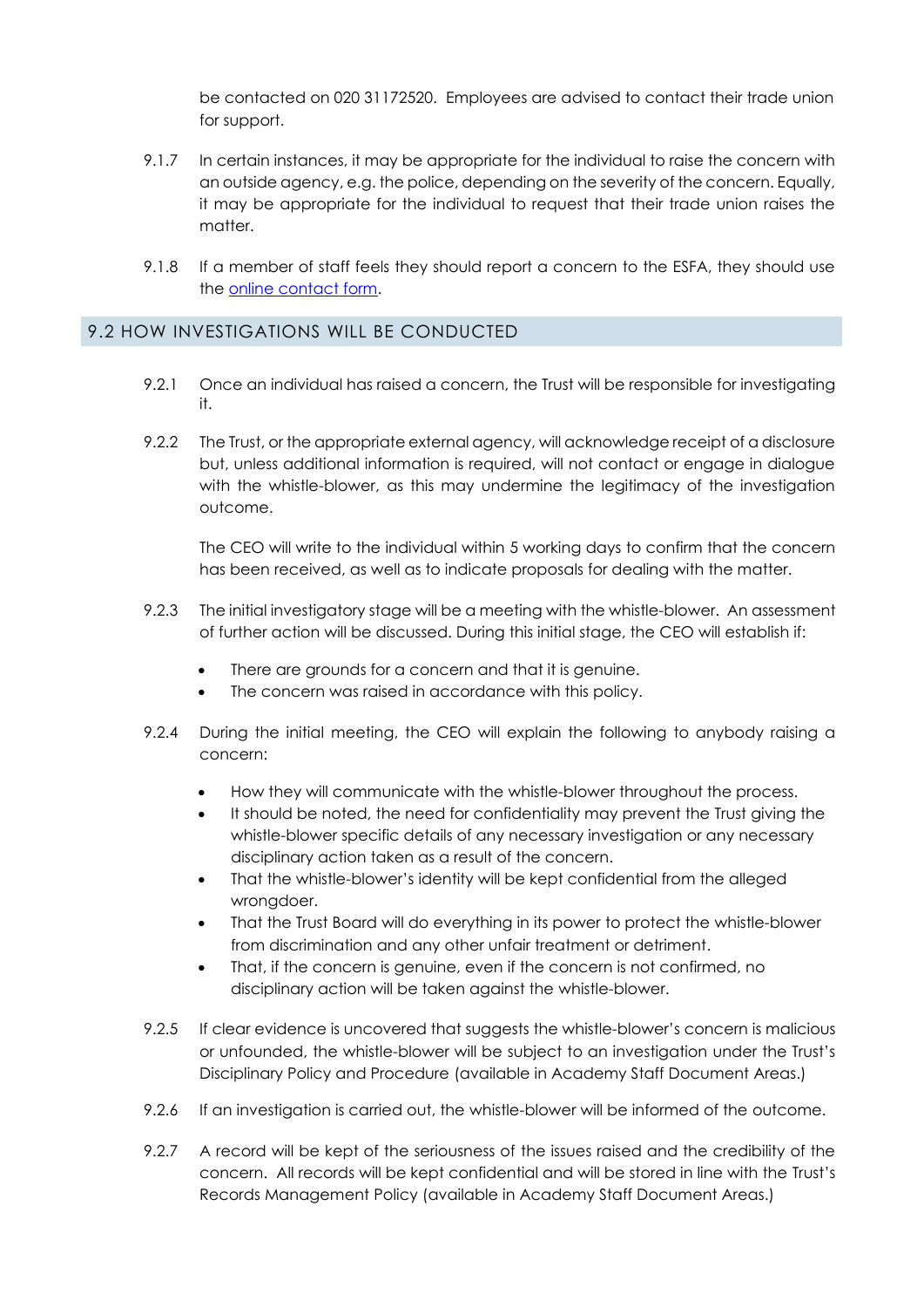be contacted on 020 31172520. Employees are advised to contact their trade union for support.

9.1.7 In certain instances, it may be appropriate for the individual to raise the concern with an outside agency, e.g. the police, depending on the severity of the concern. Equally, it may be appropriate for the individual to request that their trade union raises the matter.

9.1.8 If a member of staff feels they should report a concern to the ESFA, they should use the online contact form.

## 9.2 HOW INVESTIGATIONS WILL BE CONDUCTED

9.2.1 Once an individual has raised a concern, the Trust will be responsible for investigating it.

9.2.2 The Trust, or the appropriate external agency, will acknowledge receipt of a disclosure but, unless additional information is required, will not contact or engage in dialogue with the whistle-blower, as this may undermine the legitimacy of the investigation outcome.

The CEO will write to the individual within 5 working days to confirm that the concern has been received, as well as to indicate proposals for dealing with the matter.

9.2.3 The initial investigatory stage will be a meeting with the whistle-blower. An assessment of further action will be discussed. During this initial stage, the CEO will establish if:

- There are grounds for a concern and that it is genuine.
- The concern was raised in accordance with this policy.

9.2.4 During the initial meeting, the CEO will explain the following to anybody raising a concern:

- How they will communicate with the whistle-blower throughout the process.
- It should be noted, the need for confidentiality may prevent the Trust giving the whistle-blower specific details of any necessary investigation or any necessary disciplinary action taken as a result of the concern.
- That the whistle-blower's identity will be kept confidential from the alleged wrongdoer.
- That the Trust Board will do everything in its power to protect the whistle-blower from discrimination and any other unfair treatment or detriment.
- That, if the concern is genuine, even if the concern is not confirmed, no disciplinary action will be taken against the whistle-blower.

9.2.5 If clear evidence is uncovered that suggests the whistle-blower's concern is malicious or unfounded, the whistle-blower will be subject to an investigation under the Trust's Disciplinary Policy and Procedure (available in Academy Staff Document Areas.)

9.2.6 If an investigation is carried out, the whistle-blower will be informed of the outcome.

9.2.7 A record will be kept of the seriousness of the issues raised and the credibility of the concern. All records will be kept confidential and will be stored in line with the Trust's Records Management Policy (available in Academy Staff Document Areas.)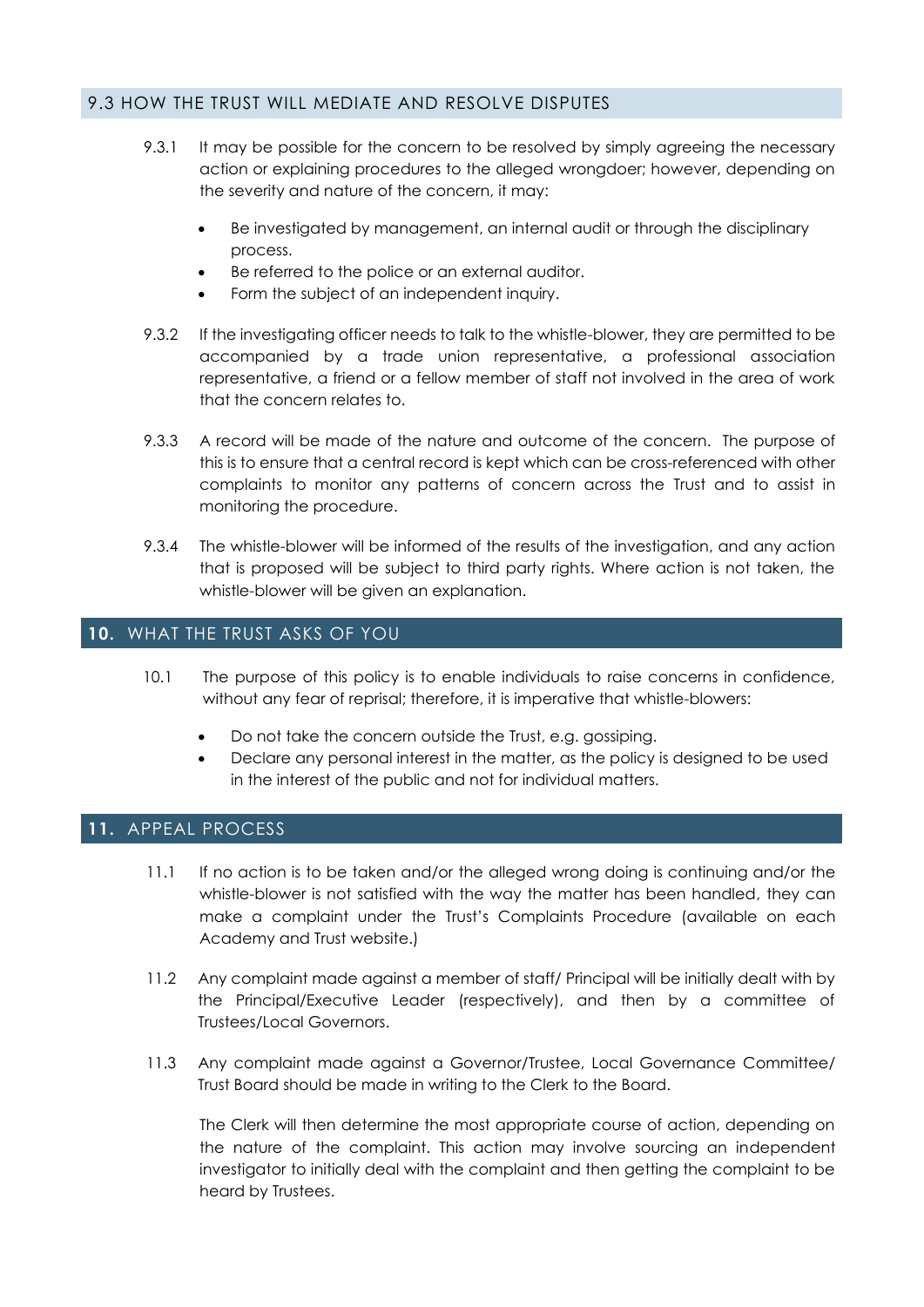### 9.3 HOW THE TRUST WILL MEDIATE AND RESOLVE DISPUTES

9.3.1 It may be possible for the concern to be resolved by simply agreeing the necessary action or explaining procedures to the alleged wrongdoer; however, depending on the severity and nature of the concern, it may:

- Be investigated by management, an internal audit or through the disciplinary process.
- Be referred to the police or an external auditor.
- Form the subject of an independent inquiry.

9.3.2 If the investigating officer needs to talk to the whistle-blower, they are permitted to be accompanied by a trade union representative, a professional association representative, a friend or a fellow member of staff not involved in the area of work that the concern relates to.

9.3.3 A record will be made of the nature and outcome of the concern. The purpose of this is to ensure that a central record is kept which can be cross-referenced with other complaints to monitor any patterns of concern across the Trust and to assist in monitoring the procedure.

9.3.4 The whistle-blower will be informed of the results of the investigation, and any action that is proposed will be subject to third party rights. Where action is not taken, the whistle-blower will be given an explanation.

## 10. WHAT THE TRUST ASKS OF YOU

10.1 The purpose of this policy is to enable individuals to raise concerns in confidence, without any fear of reprisal; therefore, it is imperative that whistle-blowers:

- Do not take the concern outside the Trust, e.g. gossiping.
- Declare any personal interest in the matter, as the policy is designed to be used in the interest of the public and not for individual matters.

## 11. APPEAL PROCESS

11.1 If no action is to be taken and/or the alleged wrong doing is continuing and/or the whistle-blower is not satisfied with the way the matter has been handled, they can make a complaint under the Trust's Complaints Procedure (available on each Academy and Trust website.)

11.2 Any complaint made against a member of staff/ Principal will be initially dealt with by the Principal/Executive Leader (respectively), and then by a committee of Trustees/Local Governors.

11.3 Any complaint made against a Governor/Trustee, Local Governance Committee/ Trust Board should be made in writing to the Clerk to the Board.

The Clerk will then determine the most appropriate course of action, depending on the nature of the complaint. This action may involve sourcing an independent investigator to initially deal with the complaint and then getting the complaint to be heard by Trustees.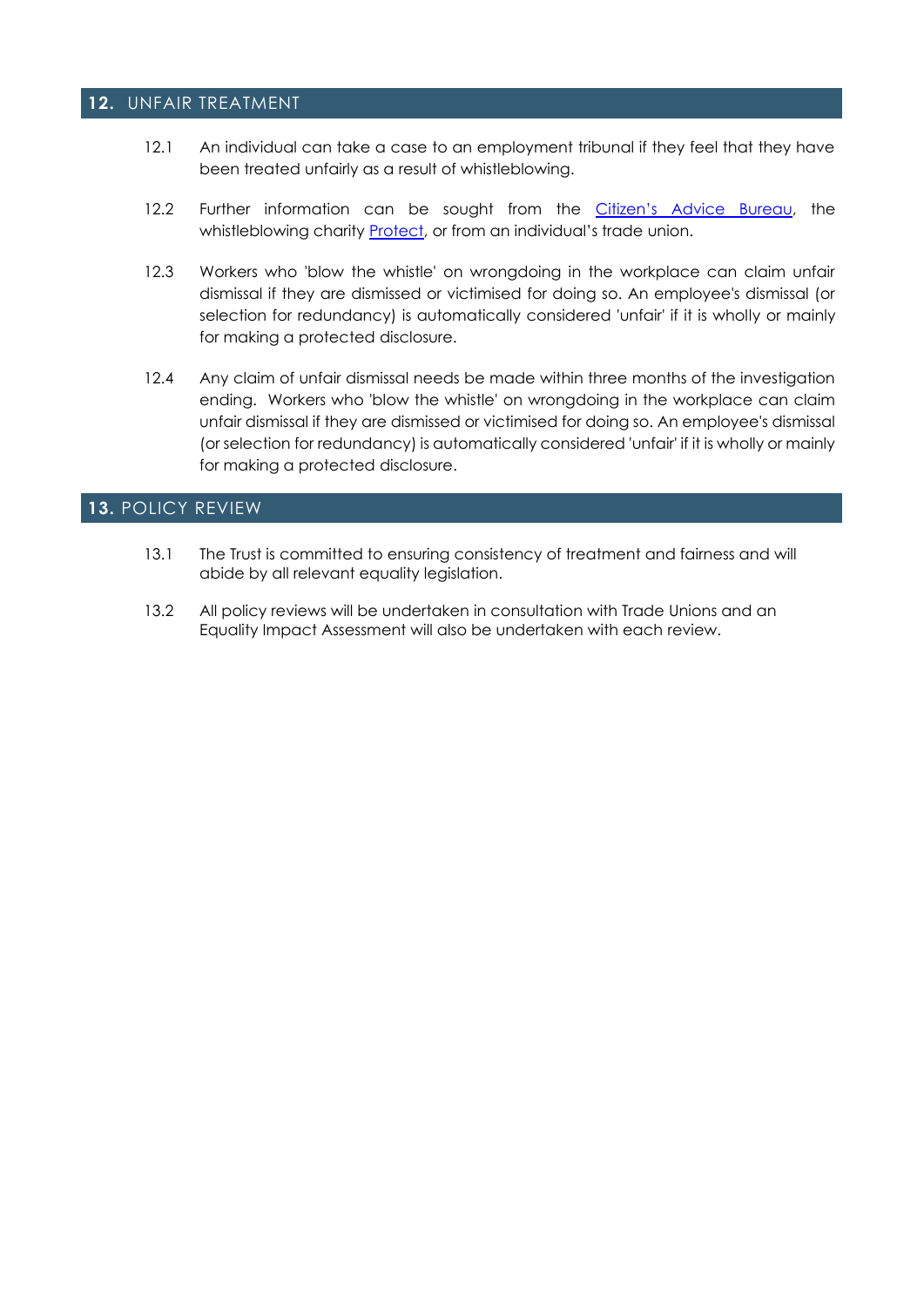## 12. UNFAIR TREATMENT

12.1 An individual can take a case to an employment tribunal if they feel that they have been treated unfairly as a result of whistleblowing.

12.2 Further information can be sought from the Citizen's Advice Bureau, the whistleblowing charity Protect, or from an individual's trade union.

12.3 Workers who 'blow the whistle' on wrongdoing in the workplace can claim unfair dismissal if they are dismissed or victimised for doing so. An employee's dismissal (or selection for redundancy) is automatically considered 'unfair' if it is wholly or mainly for making a protected disclosure.

12.4 Any claim of unfair dismissal needs be made within three months of the investigation ending. Workers who 'blow the whistle' on wrongdoing in the workplace can claim unfair dismissal if they are dismissed or victimised for doing so. An employee's dismissal (or selection for redundancy) is automatically considered 'unfair' if it is wholly or mainly for making a protected disclosure.

## 13. POLICY REVIEW

13.1 The Trust is committed to ensuring consistency of treatment and fairness and will abide by all relevant equality legislation.

13.2 All policy reviews will be undertaken in consultation with Trade Unions and an Equality Impact Assessment will also be undertaken with each review.